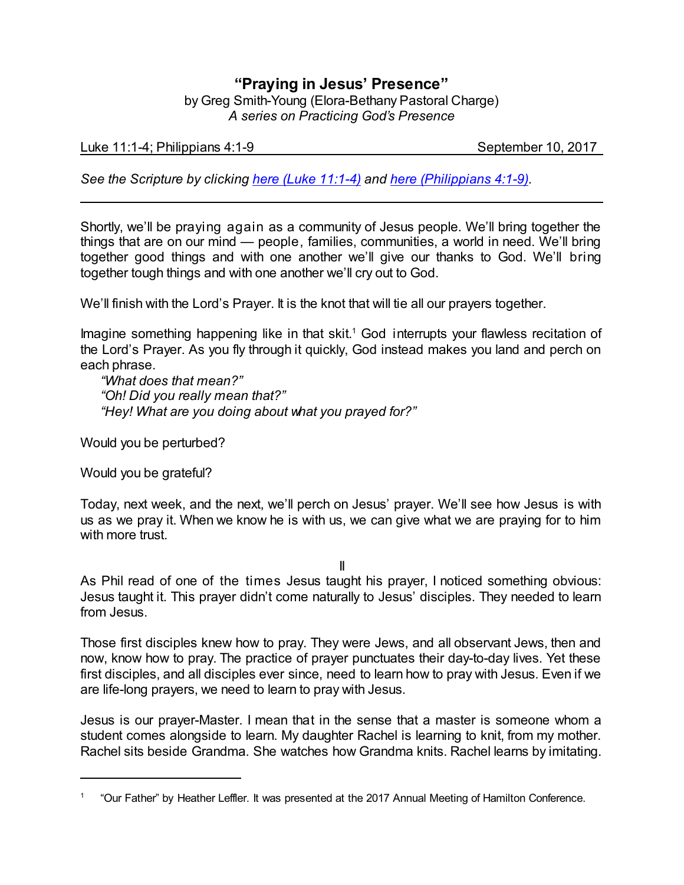# "Praying in Jesus' Presence"

by Greg Smith-Young (Elora-Bethany Pastoral Charge)
*A series on Practicing God's Presence*

Luke 11:1-4; Philippians 4:1-9 — September 10, 2017

*See the Scripture by clicking here (Luke 11:1-4) and here (Philippians 4:1-9).*

---

Shortly, we'll be praying again as a community of Jesus people. We'll bring together the things that are on our mind — people, families, communities, a world in need. We'll bring together good things and with one another we'll give our thanks to God. We'll bring together tough things and with one another we'll cry out to God.

We'll finish with the Lord's Prayer. It is the knot that will tie all our prayers together.

Imagine something happening like in that skit.[1] God interrupts your flawless recitation of the Lord's Prayer. As you fly through it quickly, God instead makes you land and perch on each phrase.

> *"What does that mean?"*
> *"Oh! Did you really mean that?"*
> *"Hey! What are you doing about what you prayed for?"*

Would you be perturbed?

Would you be grateful?

Today, next week, and the next, we'll perch on Jesus' prayer. We'll see how Jesus is with us as we pray it. When we know he is with us, we can give what we are praying for to him with more trust.

II

As Phil read of one of the times Jesus taught his prayer, I noticed something obvious: Jesus taught it. This prayer didn't come naturally to Jesus' disciples. They needed to learn from Jesus.

Those first disciples knew how to pray. They were Jews, and all observant Jews, then and now, know how to pray. The practice of prayer punctuates their day-to-day lives. Yet these first disciples, and all disciples ever since, need to learn how to pray with Jesus. Even if we are life-long prayers, we need to learn to pray with Jesus.

Jesus is our prayer-Master. I mean that in the sense that a master is someone whom a student comes alongside to learn. My daughter Rachel is learning to knit, from my mother. Rachel sits beside Grandma. She watches how Grandma knits. Rachel learns by imitating.

---

[1] "Our Father" by Heather Leffler. It was presented at the 2017 Annual Meeting of Hamilton Conference.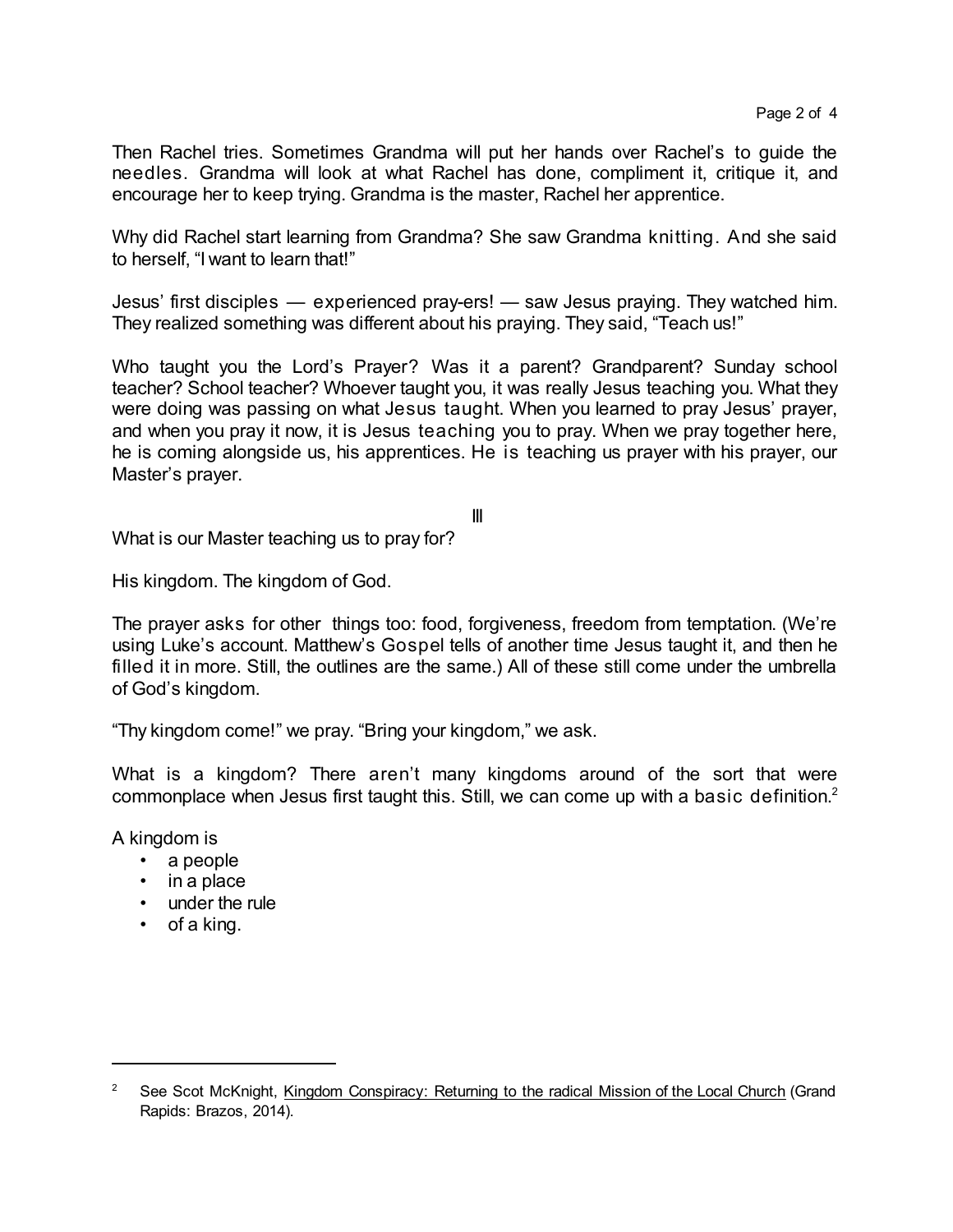Then Rachel tries. Sometimes Grandma will put her hands over Rachel's to guide the needles. Grandma will look at what Rachel has done, compliment it, critique it, and encourage her to keep trying. Grandma is the master, Rachel her apprentice.

Why did Rachel start learning from Grandma? She saw Grandma knitting. And she said to herself, "I want to learn that!"

Jesus' first disciples — experienced pray-ers! — saw Jesus praying. They watched him. They realized something was different about his praying. They said, "Teach us!"

Who taught you the Lord's Prayer? Was it a parent? Grandparent? Sunday school teacher? School teacher? Whoever taught you, it was really Jesus teaching you. What they were doing was passing on what Jesus taught. When you learned to pray Jesus' prayer, and when you pray it now, it is Jesus teaching you to pray. When we pray together here, he is coming alongside us, his apprentices. He is teaching us prayer with his prayer, our Master's prayer.

## III

What is our Master teaching us to pray for?

His kingdom. The kingdom of God.

The prayer asks for other things too: food, forgiveness, freedom from temptation. (We're using Luke's account. Matthew's Gospel tells of another time Jesus taught it, and then he filled it in more. Still, the outlines are the same.) All of these still come under the umbrella of God's kingdom.

"Thy kingdom come!" we pray. "Bring your kingdom," we ask.

What is a kingdom? There aren't many kingdoms around of the sort that were commonplace when Jesus first taught this. Still, we can come up with a basic definition.[2]

A kingdom is

- a people
- in a place
- under the rule
- of a king.

---

[2] See Scot McKnight, Kingdom Conspiracy: Returning to the radical Mission of the Local Church (Grand Rapids: Brazos, 2014).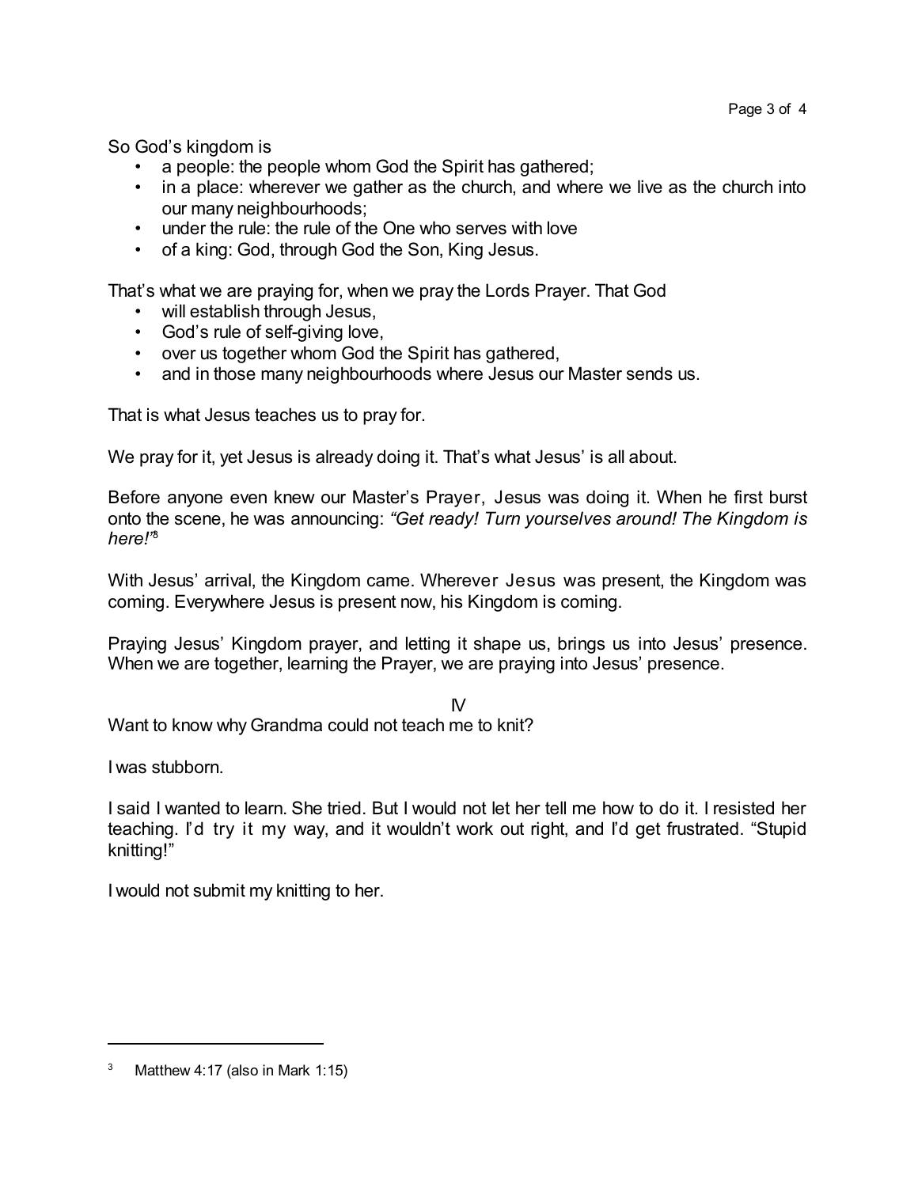So God's kingdom is

- a people: the people whom God the Spirit has gathered;
- in a place: wherever we gather as the church, and where we live as the church into our many neighbourhoods;
- under the rule: the rule of the One who serves with love
- of a king: God, through God the Son, King Jesus.

That's what we are praying for, when we pray the Lords Prayer. That God

- will establish through Jesus,
- God's rule of self-giving love,
- over us together whom God the Spirit has gathered,
- and in those many neighbourhoods where Jesus our Master sends us.

That is what Jesus teaches us to pray for.

We pray for it, yet Jesus is already doing it. That's what Jesus' is all about.

Before anyone even knew our Master's Prayer, Jesus was doing it. When he first burst onto the scene, he was announcing: *"Get ready! Turn yourselves around! The Kingdom is here!"*[3]

With Jesus' arrival, the Kingdom came. Wherever Jesus was present, the Kingdom was coming. Everywhere Jesus is present now, his Kingdom is coming.

Praying Jesus' Kingdom prayer, and letting it shape us, brings us into Jesus' presence. When we are together, learning the Prayer, we are praying into Jesus' presence.

## IV

Want to know why Grandma could not teach me to knit?

I was stubborn.

I said I wanted to learn. She tried. But I would not let her tell me how to do it. I resisted her teaching. I'd try it my way, and it wouldn't work out right, and I'd get frustrated. "Stupid knitting!"

I would not submit my knitting to her.

---

[3] Matthew 4:17 (also in Mark 1:15)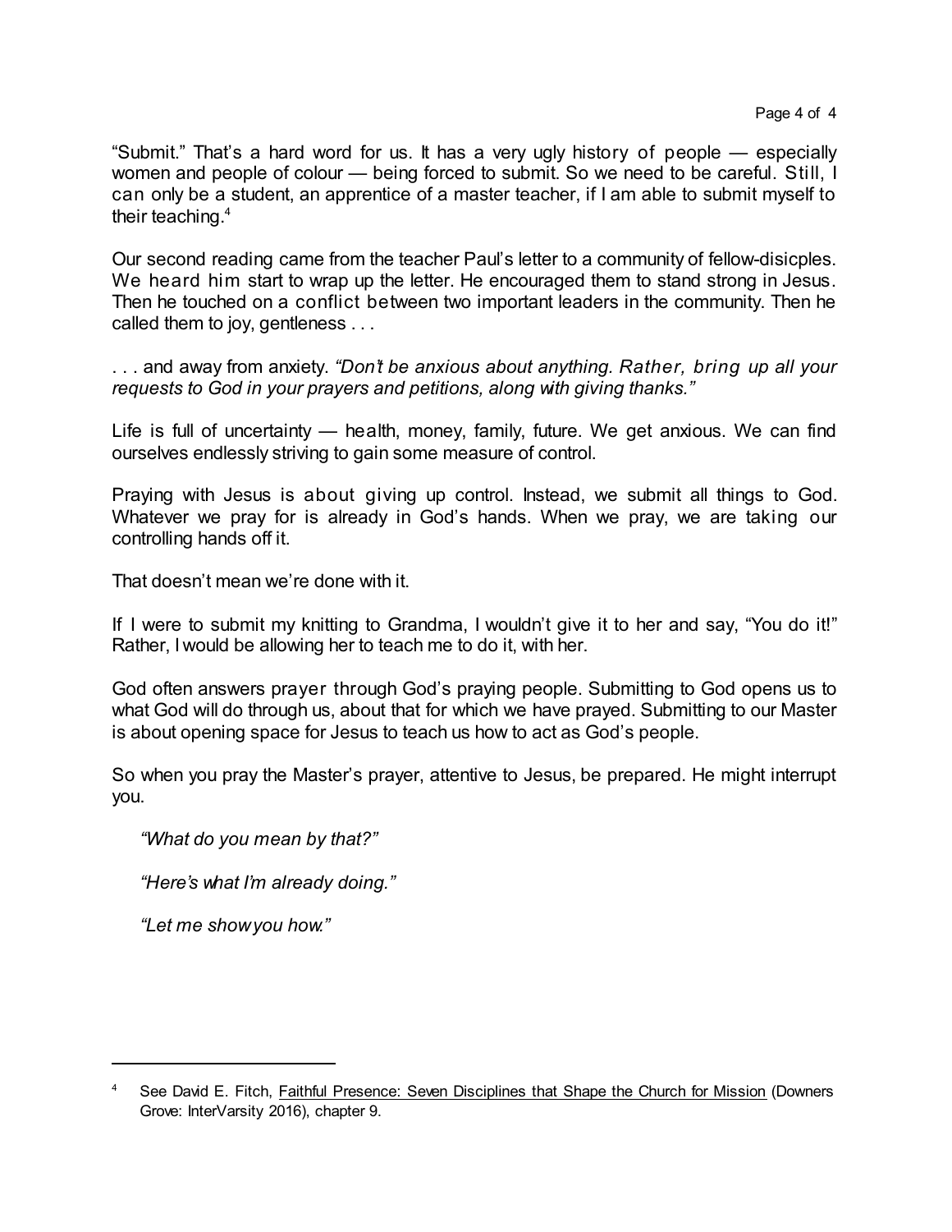"Submit." That's a hard word for us. It has a very ugly history of people — especially women and people of colour — being forced to submit. So we need to be careful. Still, I can only be a student, an apprentice of a master teacher, if I am able to submit myself to their teaching.[4]

Our second reading came from the teacher Paul's letter to a community of fellow-disicples. We heard him start to wrap up the letter. He encouraged them to stand strong in Jesus. Then he touched on a conflict between two important leaders in the community. Then he called them to joy, gentleness . . .

. . . and away from anxiety. *"Don't be anxious about anything. Rather, bring up all your requests to God in your prayers and petitions, along with giving thanks."*

Life is full of uncertainty — health, money, family, future. We get anxious. We can find ourselves endlessly striving to gain some measure of control.

Praying with Jesus is about giving up control. Instead, we submit all things to God. Whatever we pray for is already in God's hands. When we pray, we are taking our controlling hands off it.

That doesn't mean we're done with it.

If I were to submit my knitting to Grandma, I wouldn't give it to her and say, "You do it!" Rather, I would be allowing her to teach me to do it, with her.

God often answers prayer through God's praying people. Submitting to God opens us to what God will do through us, about that for which we have prayed. Submitting to our Master is about opening space for Jesus to teach us how to act as God's people.

So when you pray the Master's prayer, attentive to Jesus, be prepared. He might interrupt you.

> *"What do you mean by that?"*
>
> *"Here's what I'm already doing."*
>
> *"Let me show you how."*

---

[4] See David E. Fitch, Faithful Presence: Seven Disciplines that Shape the Church for Mission (Downers Grove: InterVarsity 2016), chapter 9.